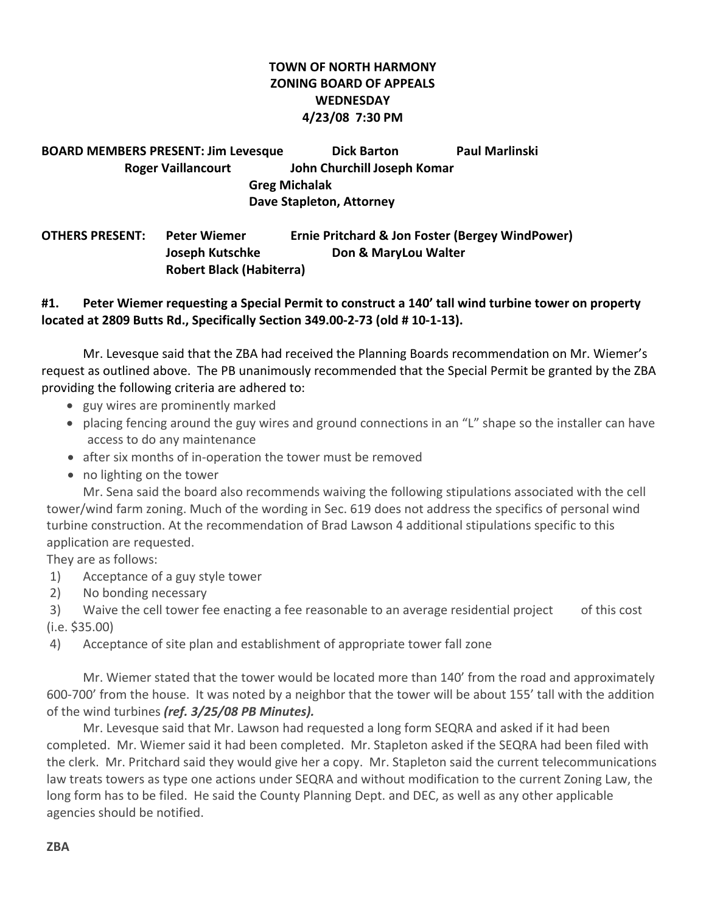**TOWN OF NORTH HARMONY**
**ZONING BOARD OF APPEALS**
**WEDNESDAY**
**4/23/08 7:30 PM**

**BOARD MEMBERS PRESENT:** **Jim Levesque** **Dick Barton** **Paul Marlinski** **Roger Vaillancourt** **John Churchill** **Joseph Komar** **Greg Michalak** **Dave Stapleton, Attorney**

**OTHERS PRESENT:** **Peter Wiemer** **Ernie Pritchard & Jon Foster (Bergey WindPower)** **Joseph Kutschke** **Don & MaryLou Walter** **Robert Black (Habiterra)**

**#1. Peter Wiemer requesting a Special Permit to construct a 140' tall wind turbine tower on property located at 2809 Butts Rd., Specifically Section 349.00-2-73 (old # 10-1-13).**

Mr. Levesque said that the ZBA had received the Planning Boards recommendation on Mr. Wiemer's request as outlined above. The PB unanimously recommended that the Special Permit be granted by the ZBA providing the following criteria are adhered to:

- guy wires are prominently marked
- placing fencing around the guy wires and ground connections in an "L" shape so the installer can have access to do any maintenance
- after six months of in-operation the tower must be removed
- no lighting on the tower

Mr. Sena said the board also recommends waiving the following stipulations associated with the cell tower/wind farm zoning. Much of the wording in Sec. 619 does not address the specifics of personal wind turbine construction. At the recommendation of Brad Lawson 4 additional stipulations specific to this application are requested.

They are as follows:

1) Acceptance of a guy style tower
2) No bonding necessary
3) Waive the cell tower fee enacting a fee reasonable to an average residential project of this cost (i.e. $35.00)
4) Acceptance of site plan and establishment of appropriate tower fall zone

Mr. Wiemer stated that the tower would be located more than 140' from the road and approximately 600-700' from the house. It was noted by a neighbor that the tower will be about 155' tall with the addition of the wind turbines ***(ref. 3/25/08 PB Minutes).***

Mr. Levesque said that Mr. Lawson had requested a long form SEQRA and asked if it had been completed. Mr. Wiemer said it had been completed. Mr. Stapleton asked if the SEQRA had been filed with the clerk. Mr. Pritchard said they would give her a copy. Mr. Stapleton said the current telecommunications law treats towers as type one actions under SEQRA and without modification to the current Zoning Law, the long form has to be filed. He said the County Planning Dept. and DEC, as well as any other applicable agencies should be notified.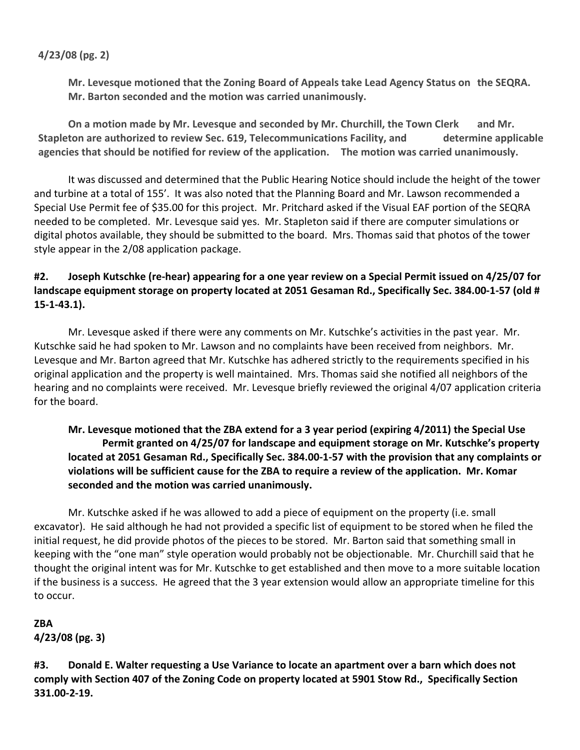**4/23/08 (pg. 2)**

**Mr. Levesque motioned that the Zoning Board of Appeals take Lead Agency Status on the SEQRA. Mr. Barton seconded and the motion was carried unanimously.**

**On a motion made by Mr. Levesque and seconded by Mr. Churchill, the Town Clerk and Mr. Stapleton are authorized to review Sec. 619, Telecommunications Facility, and determine applicable agencies that should be notified for review of the application. The motion was carried unanimously.**

It was discussed and determined that the Public Hearing Notice should include the height of the tower and turbine at a total of 155'. It was also noted that the Planning Board and Mr. Lawson recommended a Special Use Permit fee of $35.00 for this project. Mr. Pritchard asked if the Visual EAF portion of the SEQRA needed to be completed. Mr. Levesque said yes. Mr. Stapleton said if there are computer simulations or digital photos available, they should be submitted to the board. Mrs. Thomas said that photos of the tower style appear in the 2/08 application package.

**#2. Joseph Kutschke (re-hear) appearing for a one year review on a Special Permit issued on 4/25/07 for landscape equipment storage on property located at 2051 Gesaman Rd., Specifically Sec. 384.00-1-57 (old # 15-1-43.1).**

Mr. Levesque asked if there were any comments on Mr. Kutschke's activities in the past year. Mr. Kutschke said he had spoken to Mr. Lawson and no complaints have been received from neighbors. Mr. Levesque and Mr. Barton agreed that Mr. Kutschke has adhered strictly to the requirements specified in his original application and the property is well maintained. Mrs. Thomas said she notified all neighbors of the hearing and no complaints were received. Mr. Levesque briefly reviewed the original 4/07 application criteria for the board.

**Mr. Levesque motioned that the ZBA extend for a 3 year period (expiring 4/2011) the Special Use Permit granted on 4/25/07 for landscape and equipment storage on Mr. Kutschke's property located at 2051 Gesaman Rd., Specifically Sec. 384.00-1-57 with the provision that any complaints or violations will be sufficient cause for the ZBA to require a review of the application. Mr. Komar seconded and the motion was carried unanimously.**

Mr. Kutschke asked if he was allowed to add a piece of equipment on the property (i.e. small excavator). He said although he had not provided a specific list of equipment to be stored when he filed the initial request, he did provide photos of the pieces to be stored. Mr. Barton said that something small in keeping with the "one man" style operation would probably not be objectionable. Mr. Churchill said that he thought the original intent was for Mr. Kutschke to get established and then move to a more suitable location if the business is a success. He agreed that the 3 year extension would allow an appropriate timeline for this to occur.

**ZBA**
**4/23/08 (pg. 3)**

**#3. Donald E. Walter requesting a Use Variance to locate an apartment over a barn which does not comply with Section 407 of the Zoning Code on property located at 5901 Stow Rd., Specifically Section 331.00-2-19.**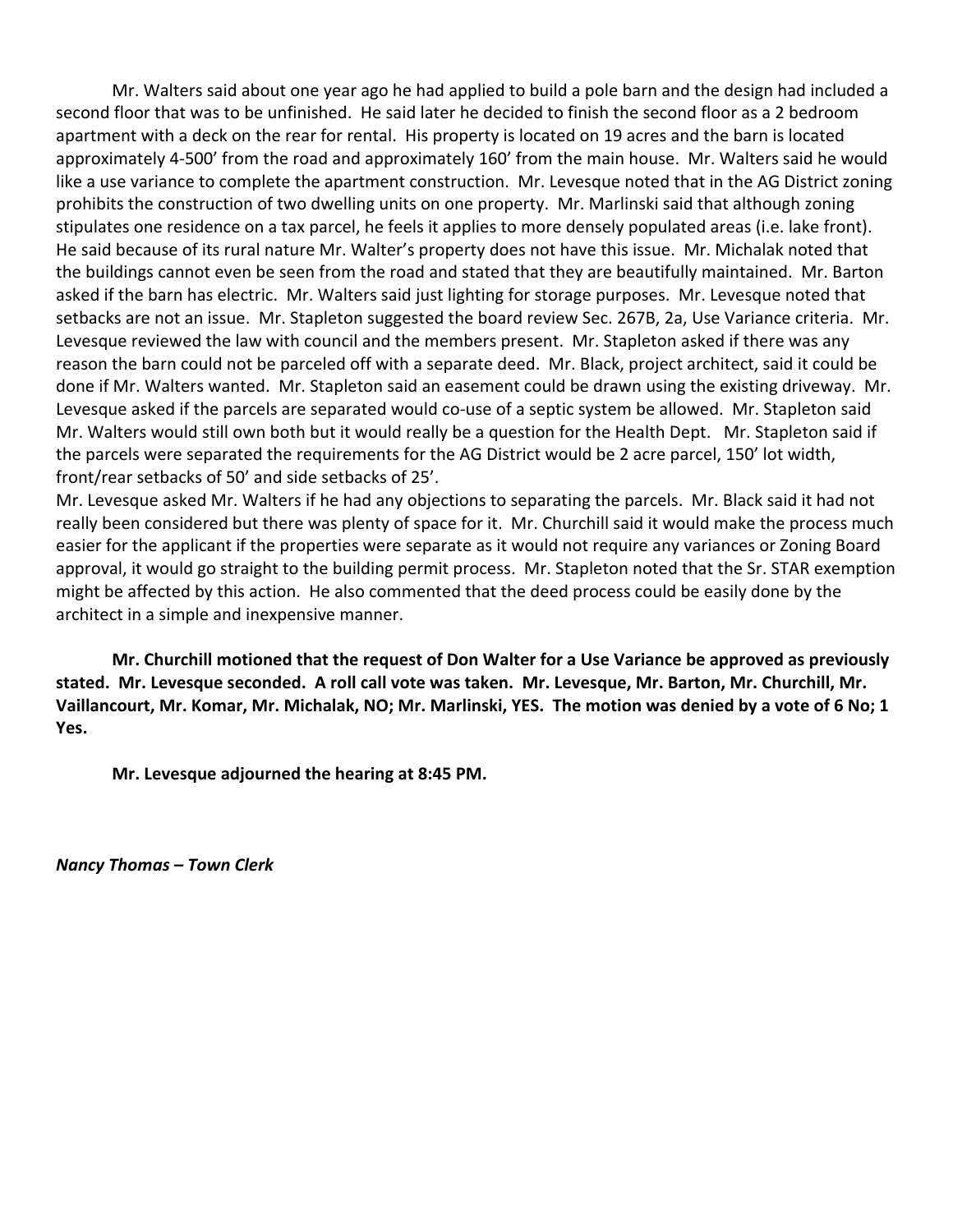Mr. Walters said about one year ago he had applied to build a pole barn and the design had included a second floor that was to be unfinished. He said later he decided to finish the second floor as a 2 bedroom apartment with a deck on the rear for rental. His property is located on 19 acres and the barn is located approximately 4-500' from the road and approximately 160' from the main house. Mr. Walters said he would like a use variance to complete the apartment construction. Mr. Levesque noted that in the AG District zoning prohibits the construction of two dwelling units on one property. Mr. Marlinski said that although zoning stipulates one residence on a tax parcel, he feels it applies to more densely populated areas (i.e. lake front). He said because of its rural nature Mr. Walter's property does not have this issue. Mr. Michalak noted that the buildings cannot even be seen from the road and stated that they are beautifully maintained. Mr. Barton asked if the barn has electric. Mr. Walters said just lighting for storage purposes. Mr. Levesque noted that setbacks are not an issue. Mr. Stapleton suggested the board review Sec. 267B, 2a, Use Variance criteria. Mr. Levesque reviewed the law with council and the members present. Mr. Stapleton asked if there was any reason the barn could not be parceled off with a separate deed. Mr. Black, project architect, said it could be done if Mr. Walters wanted. Mr. Stapleton said an easement could be drawn using the existing driveway. Mr. Levesque asked if the parcels are separated would co-use of a septic system be allowed. Mr. Stapleton said Mr. Walters would still own both but it would really be a question for the Health Dept. Mr. Stapleton said if the parcels were separated the requirements for the AG District would be 2 acre parcel, 150' lot width, front/rear setbacks of 50' and side setbacks of 25'.

Mr. Levesque asked Mr. Walters if he had any objections to separating the parcels. Mr. Black said it had not really been considered but there was plenty of space for it. Mr. Churchill said it would make the process much easier for the applicant if the properties were separate as it would not require any variances or Zoning Board approval, it would go straight to the building permit process. Mr. Stapleton noted that the Sr. STAR exemption might be affected by this action. He also commented that the deed process could be easily done by the architect in a simple and inexpensive manner.

**Mr. Churchill motioned that the request of Don Walter for a Use Variance be approved as previously stated. Mr. Levesque seconded. A roll call vote was taken. Mr. Levesque, Mr. Barton, Mr. Churchill, Mr. Vaillancourt, Mr. Komar, Mr. Michalak, NO; Mr. Marlinski, YES. The motion was denied by a vote of 6 No; 1 Yes.**

**Mr. Levesque adjourned the hearing at 8:45 PM.**

***Nancy Thomas – Town Clerk***